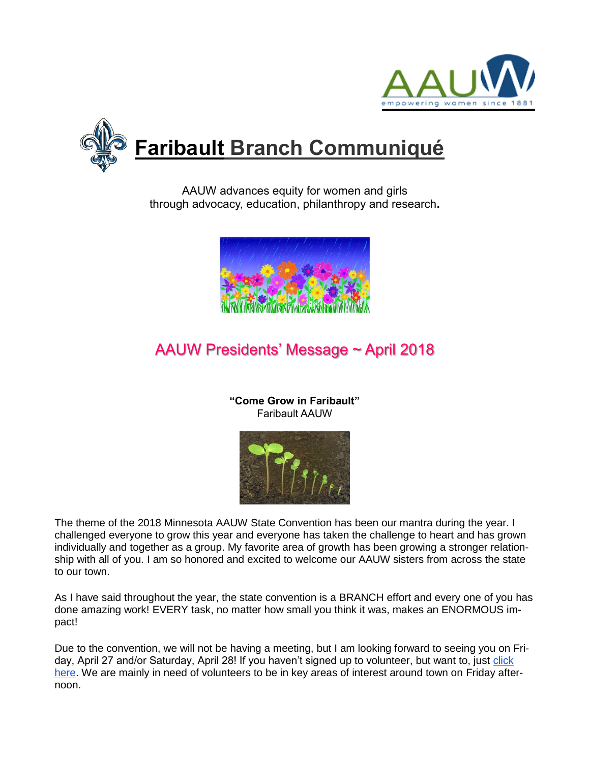# Faribault Branch Communiqué

AAUW advances equity for women and girls
through advocacy, education, philanthropy and research.

## AAUW Presidents' Message ~ April 2018

**"Come Grow in Faribault"**
Faribault AAUW

The theme of the 2018 Minnesota AAUW State Convention has been our mantra during the year. I challenged everyone to grow this year and everyone has taken the challenge to heart and has grown individually and together as a group. My favorite area of growth has been growing a stronger relationship with all of you. I am so honored and excited to welcome our AAUW sisters from across the state to our town.

As I have said throughout the year, the state convention is a BRANCH effort and every one of you has done amazing work! EVERY task, no matter how small you think it was, makes an ENORMOUS impact!

Due to the convention, we will not be having a meeting, but I am looking forward to seeing you on Friday, April 27 and/or Saturday, April 28! If you haven't signed up to volunteer, but want to, just click here. We are mainly in need of volunteers to be in key areas of interest around town on Friday afternoon.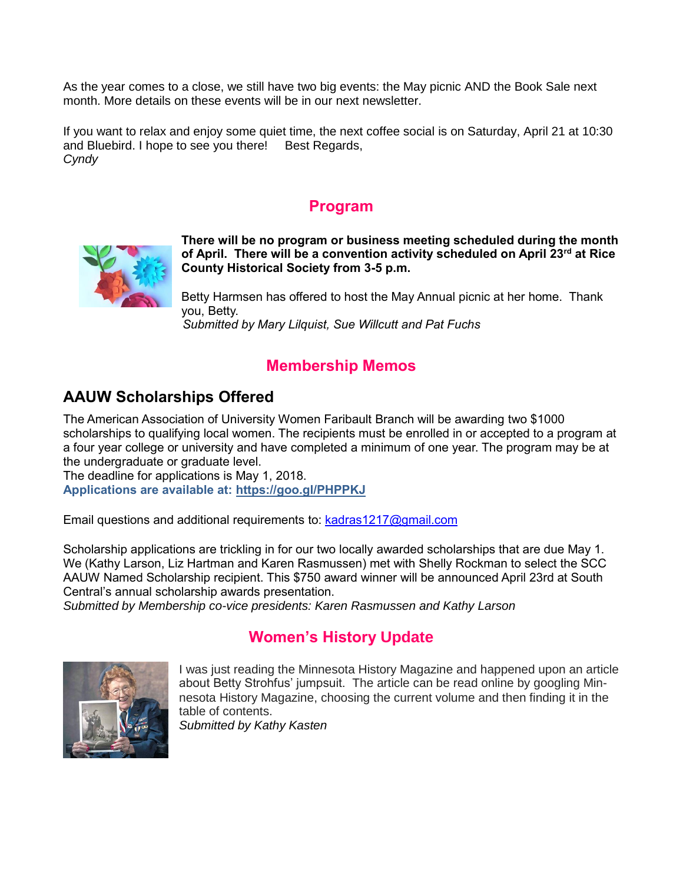As the year comes to a close, we still have two big events: the May picnic AND the Book Sale next month. More details on these events will be in our next newsletter.

If you want to relax and enjoy some quiet time, the next coffee social is on Saturday, April 21 at 10:30 and Bluebird. I hope to see you there!     Best Regards,
*Cyndy*

## Program

**There will be no program or business meeting scheduled during the month of April. There will be a convention activity scheduled on April 23rd at Rice County Historical Society from 3-5 p.m.**

Betty Harmsen has offered to host the May Annual picnic at her home. Thank you, Betty.
*Submitted by Mary Lilquist, Sue Willcutt and Pat Fuchs*

## Membership Memos

### AAUW Scholarships Offered

The American Association of University Women Faribault Branch will be awarding two $1000 scholarships to qualifying local women. The recipients must be enrolled in or accepted to a program at a four year college or university and have completed a minimum of one year. The program may be at the undergraduate or graduate level.
The deadline for applications is May 1, 2018.
**Applications are available at: https://goo.gl/PHPPKJ**

Email questions and additional requirements to: kadras1217@gmail.com

Scholarship applications are trickling in for our two locally awarded scholarships that are due May 1. We (Kathy Larson, Liz Hartman and Karen Rasmussen) met with Shelly Rockman to select the SCC AAUW Named Scholarship recipient. This $750 award winner will be announced April 23rd at South Central's annual scholarship awards presentation.
*Submitted by Membership co-vice presidents: Karen Rasmussen and Kathy Larson*

## Women's History Update

I was just reading the Minnesota History Magazine and happened upon an article about Betty Strohfus' jumpsuit. The article can be read online by googling Minnesota History Magazine, choosing the current volume and then finding it in the table of contents.
*Submitted by Kathy Kasten*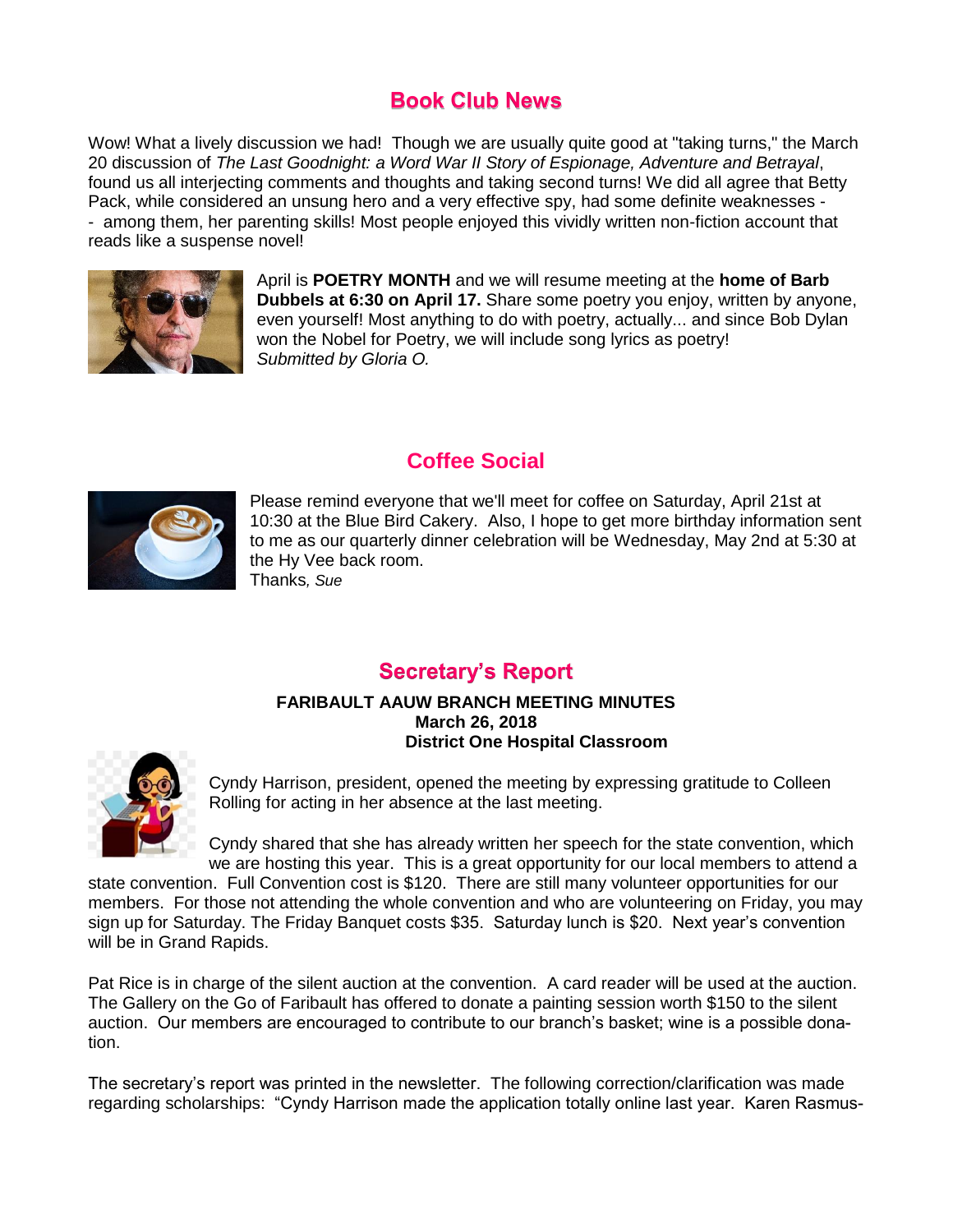## Book Club News

Wow! What a lively discussion we had! Though we are usually quite good at "taking turns," the March 20 discussion of *The Last Goodnight: a Word War II Story of Espionage, Adventure and Betrayal*, found us all interjecting comments and thoughts and taking second turns! We did all agree that Betty Pack, while considered an unsung hero and a very effective spy, had some definite weaknesses - - among them, her parenting skills! Most people enjoyed this vividly written non-fiction account that reads like a suspense novel!

April is **POETRY MONTH** and we will resume meeting at the **home of Barb Dubbels at 6:30 on April 17.** Share some poetry you enjoy, written by anyone, even yourself! Most anything to do with poetry, actually... and since Bob Dylan won the Nobel for Poetry, we will include song lyrics as poetry!
*Submitted by Gloria O.*

## Coffee Social

Please remind everyone that we'll meet for coffee on Saturday, April 21st at 10:30 at the Blue Bird Cakery. Also, I hope to get more birthday information sent to me as our quarterly dinner celebration will be Wednesday, May 2nd at 5:30 at the Hy Vee back room.
Thanks*, Sue*

## Secretary's Report

**FARIBAULT AAUW BRANCH MEETING MINUTES**
**March 26, 2018**
**District One Hospital Classroom**

Cyndy Harrison, president, opened the meeting by expressing gratitude to Colleen Rolling for acting in her absence at the last meeting.

Cyndy shared that she has already written her speech for the state convention, which we are hosting this year. This is a great opportunity for our local members to attend a state convention. Full Convention cost is $120. There are still many volunteer opportunities for our members. For those not attending the whole convention and who are volunteering on Friday, you may sign up for Saturday. The Friday Banquet costs $35. Saturday lunch is $20. Next year's convention will be in Grand Rapids.

Pat Rice is in charge of the silent auction at the convention. A card reader will be used at the auction. The Gallery on the Go of Faribault has offered to donate a painting session worth $150 to the silent auction. Our members are encouraged to contribute to our branch's basket; wine is a possible donation.

The secretary's report was printed in the newsletter. The following correction/clarification was made regarding scholarships: "Cyndy Harrison made the application totally online last year. Karen Rasmus-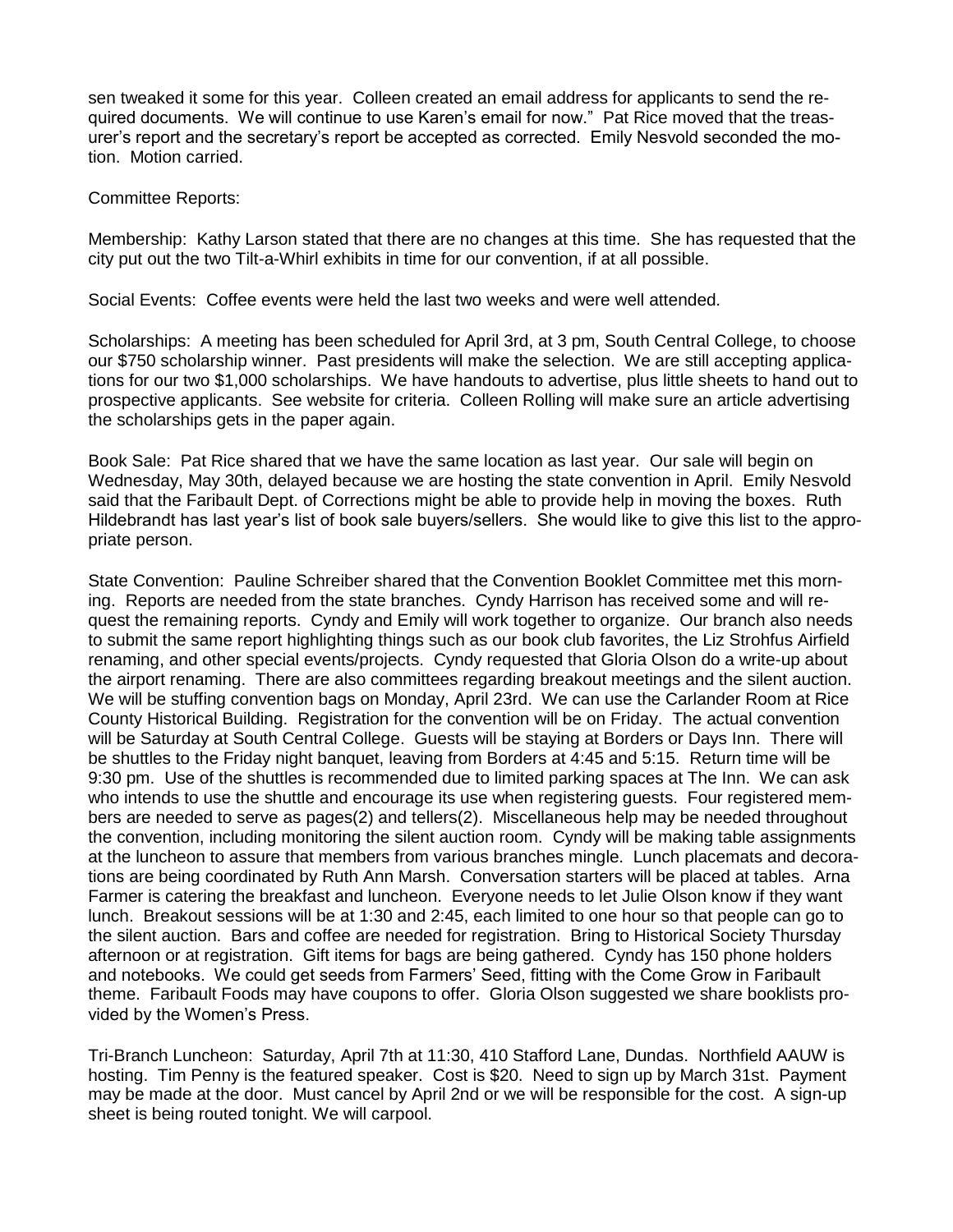sen tweaked it some for this year. Colleen created an email address for applicants to send the required documents. We will continue to use Karen's email for now." Pat Rice moved that the treasurer's report and the secretary's report be accepted as corrected. Emily Nesvold seconded the motion. Motion carried.

Committee Reports:

Membership: Kathy Larson stated that there are no changes at this time. She has requested that the city put out the two Tilt-a-Whirl exhibits in time for our convention, if at all possible.

Social Events: Coffee events were held the last two weeks and were well attended.

Scholarships: A meeting has been scheduled for April 3rd, at 3 pm, South Central College, to choose our $750 scholarship winner. Past presidents will make the selection. We are still accepting applications for our two $1,000 scholarships. We have handouts to advertise, plus little sheets to hand out to prospective applicants. See website for criteria. Colleen Rolling will make sure an article advertising the scholarships gets in the paper again.

Book Sale: Pat Rice shared that we have the same location as last year. Our sale will begin on Wednesday, May 30th, delayed because we are hosting the state convention in April. Emily Nesvold said that the Faribault Dept. of Corrections might be able to provide help in moving the boxes. Ruth Hildebrandt has last year's list of book sale buyers/sellers. She would like to give this list to the appropriate person.

State Convention: Pauline Schreiber shared that the Convention Booklet Committee met this morning. Reports are needed from the state branches. Cyndy Harrison has received some and will request the remaining reports. Cyndy and Emily will work together to organize. Our branch also needs to submit the same report highlighting things such as our book club favorites, the Liz Strohfus Airfield renaming, and other special events/projects. Cyndy requested that Gloria Olson do a write-up about the airport renaming. There are also committees regarding breakout meetings and the silent auction. We will be stuffing convention bags on Monday, April 23rd. We can use the Carlander Room at Rice County Historical Building. Registration for the convention will be on Friday. The actual convention will be Saturday at South Central College. Guests will be staying at Borders or Days Inn. There will be shuttles to the Friday night banquet, leaving from Borders at 4:45 and 5:15. Return time will be 9:30 pm. Use of the shuttles is recommended due to limited parking spaces at The Inn. We can ask who intends to use the shuttle and encourage its use when registering guests. Four registered members are needed to serve as pages(2) and tellers(2). Miscellaneous help may be needed throughout the convention, including monitoring the silent auction room. Cyndy will be making table assignments at the luncheon to assure that members from various branches mingle. Lunch placemats and decorations are being coordinated by Ruth Ann Marsh. Conversation starters will be placed at tables. Arna Farmer is catering the breakfast and luncheon. Everyone needs to let Julie Olson know if they want lunch. Breakout sessions will be at 1:30 and 2:45, each limited to one hour so that people can go to the silent auction. Bars and coffee are needed for registration. Bring to Historical Society Thursday afternoon or at registration. Gift items for bags are being gathered. Cyndy has 150 phone holders and notebooks. We could get seeds from Farmers' Seed, fitting with the Come Grow in Faribault theme. Faribault Foods may have coupons to offer. Gloria Olson suggested we share booklists provided by the Women's Press.

Tri-Branch Luncheon: Saturday, April 7th at 11:30, 410 Stafford Lane, Dundas. Northfield AAUW is hosting. Tim Penny is the featured speaker. Cost is $20. Need to sign up by March 31st. Payment may be made at the door. Must cancel by April 2nd or we will be responsible for the cost. A sign-up sheet is being routed tonight. We will carpool.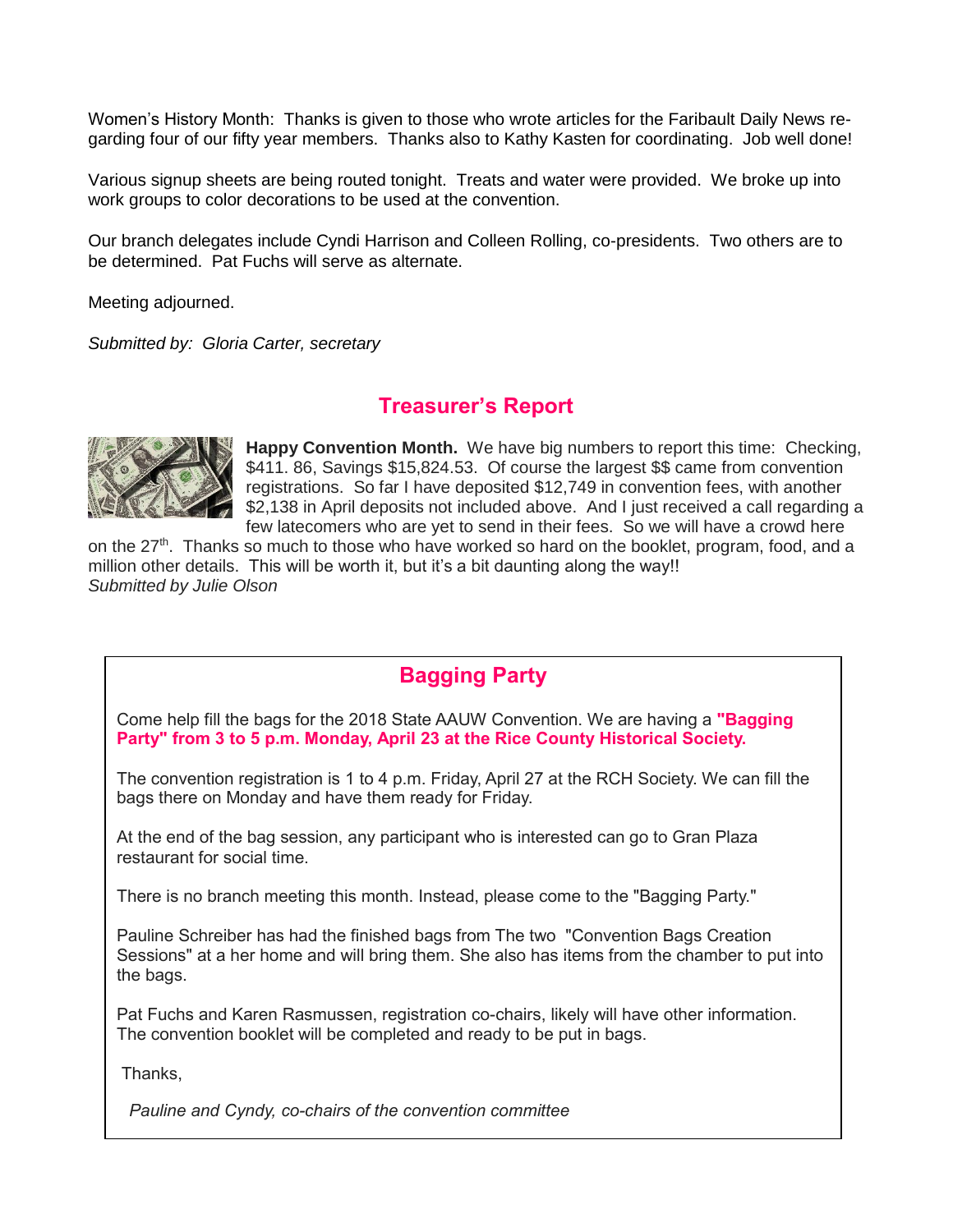Women's History Month: Thanks is given to those who wrote articles for the Faribault Daily News regarding four of our fifty year members. Thanks also to Kathy Kasten for coordinating. Job well done!

Various signup sheets are being routed tonight. Treats and water were provided. We broke up into work groups to color decorations to be used at the convention.

Our branch delegates include Cyndi Harrison and Colleen Rolling, co-presidents. Two others are to be determined. Pat Fuchs will serve as alternate.

Meeting adjourned.

*Submitted by: Gloria Carter, secretary*

## Treasurer's Report

**Happy Convention Month.** We have big numbers to report this time: Checking, $411. 86, Savings $15,824.53. Of course the largest $$ came from convention registrations. So far I have deposited $12,749 in convention fees, with another $2,138 in April deposits not included above. And I just received a call regarding a few latecomers who are yet to send in their fees. So we will have a crowd here on the 27th. Thanks so much to those who have worked so hard on the booklet, program, food, and a million other details. This will be worth it, but it's a bit daunting along the way!!
*Submitted by Julie Olson*

## Bagging Party

Come help fill the bags for the 2018 State AAUW Convention. We are having a **"Bagging Party" from 3 to 5 p.m. Monday, April 23 at the Rice County Historical Society.**

The convention registration is 1 to 4 p.m. Friday, April 27 at the RCH Society. We can fill the bags there on Monday and have them ready for Friday.

At the end of the bag session, any participant who is interested can go to Gran Plaza restaurant for social time.

There is no branch meeting this month. Instead, please come to the "Bagging Party."

Pauline Schreiber has had the finished bags from The two "Convention Bags Creation Sessions" at a her home and will bring them. She also has items from the chamber to put into the bags.

Pat Fuchs and Karen Rasmussen, registration co-chairs, likely will have other information. The convention booklet will be completed and ready to be put in bags.

Thanks,

*Pauline and Cyndy, co-chairs of the convention committee*